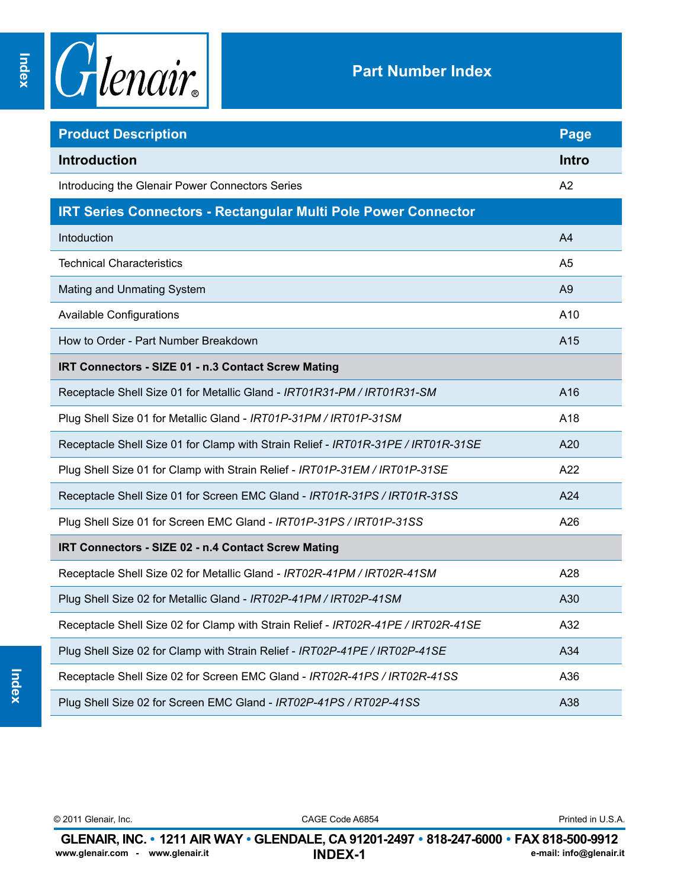# Part Number Index

| Product Description | Page |
|---|---|
| **Introduction** | **Intro** |
| Introducing the Glenair Power Connectors Series | A2 |
| **IRT Series Connectors - Rectangular Multi Pole Power Connector** | |
| Intoduction | A4 |
| Technical Characteristics | A5 |
| Mating and Unmating System | A9 |
| Available Configurations | A10 |
| How to Order - Part Number Breakdown | A15 |
| **IRT Connectors - SIZE 01 - n.3 Contact Screw Mating** | |
| Receptacle Shell Size 01 for Metallic Gland - *IRT01R31-PM / IRT01R31-SM* | A16 |
| Plug Shell Size 01 for Metallic Gland - *IRT01P-31PM / IRT01P-31SM* | A18 |
| Receptacle Shell Size 01 for Clamp with Strain Relief - *IRT01R-31PE / IRT01R-31SE* | A20 |
| Plug Shell Size 01 for Clamp with Strain Relief - *IRT01P-31EM / IRT01P-31SE* | A22 |
| Receptacle Shell Size 01 for Screen EMC Gland - *IRT01R-31PS / IRT01R-31SS* | A24 |
| Plug Shell Size 01 for Screen EMC Gland - *IRT01P-31PS / IRT01P-31SS* | A26 |
| **IRT Connectors - SIZE 02 - n.4 Contact Screw Mating** | |
| Receptacle Shell Size 02 for Metallic Gland - *IRT02R-41PM / IRT02R-41SM* | A28 |
| Plug Shell Size 02 for Metallic Gland - *IRT02P-41PM / IRT02P-41SM* | A30 |
| Receptacle Shell Size 02 for Clamp with Strain Relief - *IRT02R-41PE / IRT02R-41SE* | A32 |
| Plug Shell Size 02 for Clamp with Strain Relief - *IRT02P-41PE / IRT02P-41SE* | A34 |
| Receptacle Shell Size 02 for Screen EMC Gland - *IRT02R-41PS / IRT02R-41SS* | A36 |
| Plug Shell Size 02 for Screen EMC Gland - *IRT02P-41PS / RT02P-41SS* | A38 |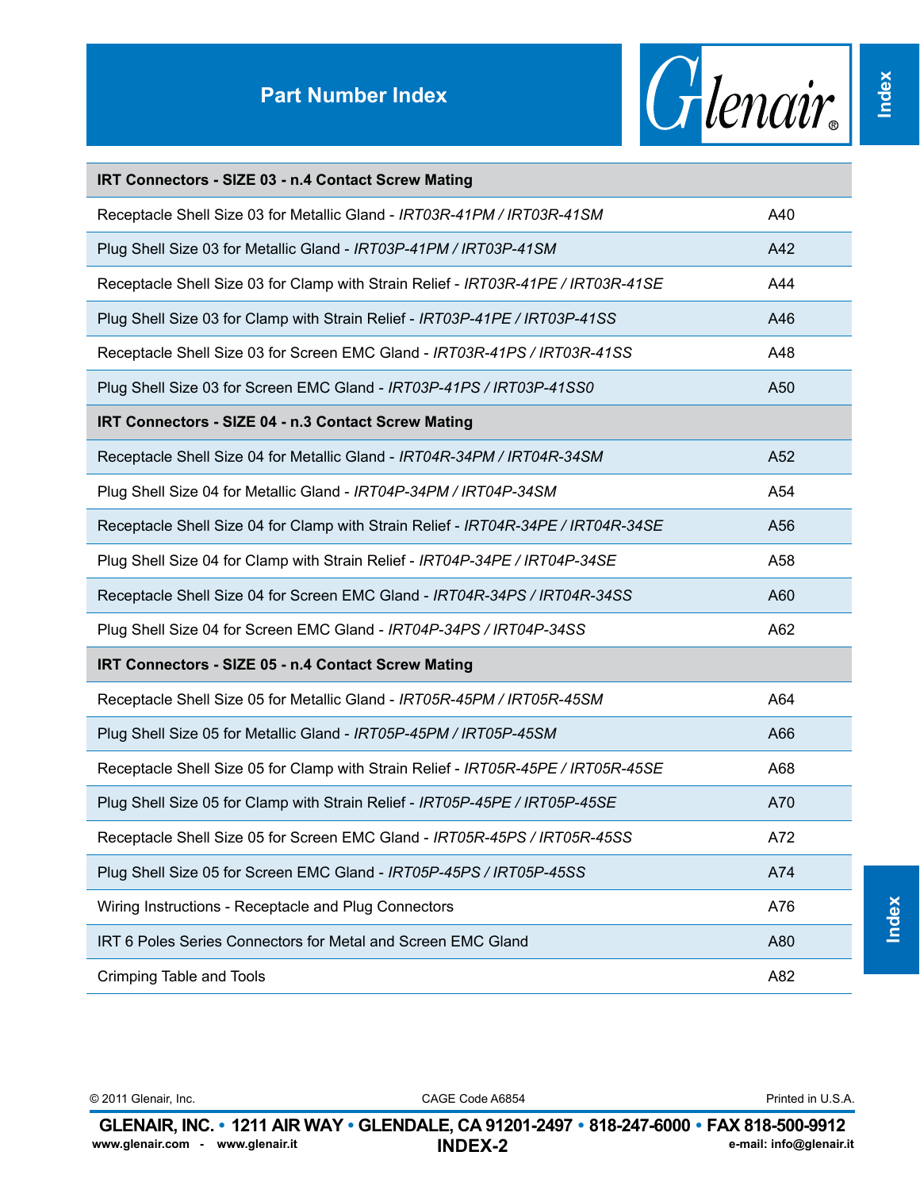# Part Number Index

| IRT Connectors - SIZE 03 - n.4 Contact Screw Mating | |
|---|---|
| Receptacle Shell Size 03 for Metallic Gland - *IRT03R-41PM / IRT03R-41SM* | A40 |
| Plug Shell Size 03 for Metallic Gland - *IRT03P-41PM / IRT03P-41SM* | A42 |
| Receptacle Shell Size 03 for Clamp with Strain Relief - *IRT03R-41PE / IRT03R-41SE* | A44 |
| Plug Shell Size 03 for Clamp with Strain Relief - *IRT03P-41PE / IRT03P-41SS* | A46 |
| Receptacle Shell Size 03 for Screen EMC Gland - *IRT03R-41PS / IRT03R-41SS* | A48 |
| Plug Shell Size 03 for Screen EMC Gland - *IRT03P-41PS / IRT03P-41SS0* | A50 |
| **IRT Connectors - SIZE 04 - n.3 Contact Screw Mating** | |
| Receptacle Shell Size 04 for Metallic Gland - *IRT04R-34PM / IRT04R-34SM* | A52 |
| Plug Shell Size 04 for Metallic Gland - *IRT04P-34PM / IRT04P-34SM* | A54 |
| Receptacle Shell Size 04 for Clamp with Strain Relief - *IRT04R-34PE / IRT04R-34SE* | A56 |
| Plug Shell Size 04 for Clamp with Strain Relief - *IRT04P-34PE / IRT04P-34SE* | A58 |
| Receptacle Shell Size 04 for Screen EMC Gland - *IRT04R-34PS / IRT04R-34SS* | A60 |
| Plug Shell Size 04 for Screen EMC Gland - *IRT04P-34PS / IRT04P-34SS* | A62 |
| **IRT Connectors - SIZE 05 - n.4 Contact Screw Mating** | |
| Receptacle Shell Size 05 for Metallic Gland - *IRT05R-45PM / IRT05R-45SM* | A64 |
| Plug Shell Size 05 for Metallic Gland - *IRT05P-45PM / IRT05P-45SM* | A66 |
| Receptacle Shell Size 05 for Clamp with Strain Relief - *IRT05R-45PE / IRT05R-45SE* | A68 |
| Plug Shell Size 05 for Clamp with Strain Relief - *IRT05P-45PE / IRT05P-45SE* | A70 |
| Receptacle Shell Size 05 for Screen EMC Gland - *IRT05R-45PS / IRT05R-45SS* | A72 |
| Plug Shell Size 05 for Screen EMC Gland - *IRT05P-45PS / IRT05P-45SS* | A74 |
| Wiring Instructions - Receptacle and Plug Connectors | A76 |
| IRT 6 Poles Series Connectors for Metal and Screen EMC Gland | A80 |
| Crimping Table and Tools | A82 |

© 2011 Glenair, Inc. CAGE Code A6854 Printed in U.S.A.

**GLENAIR, INC. • 1211 AIR WAY • GLENDALE, CA 91201-2497 • 818-247-6000 • FAX 818-500-9912**

www.glenair.com - www.glenair.it e-mail: info@glenair.it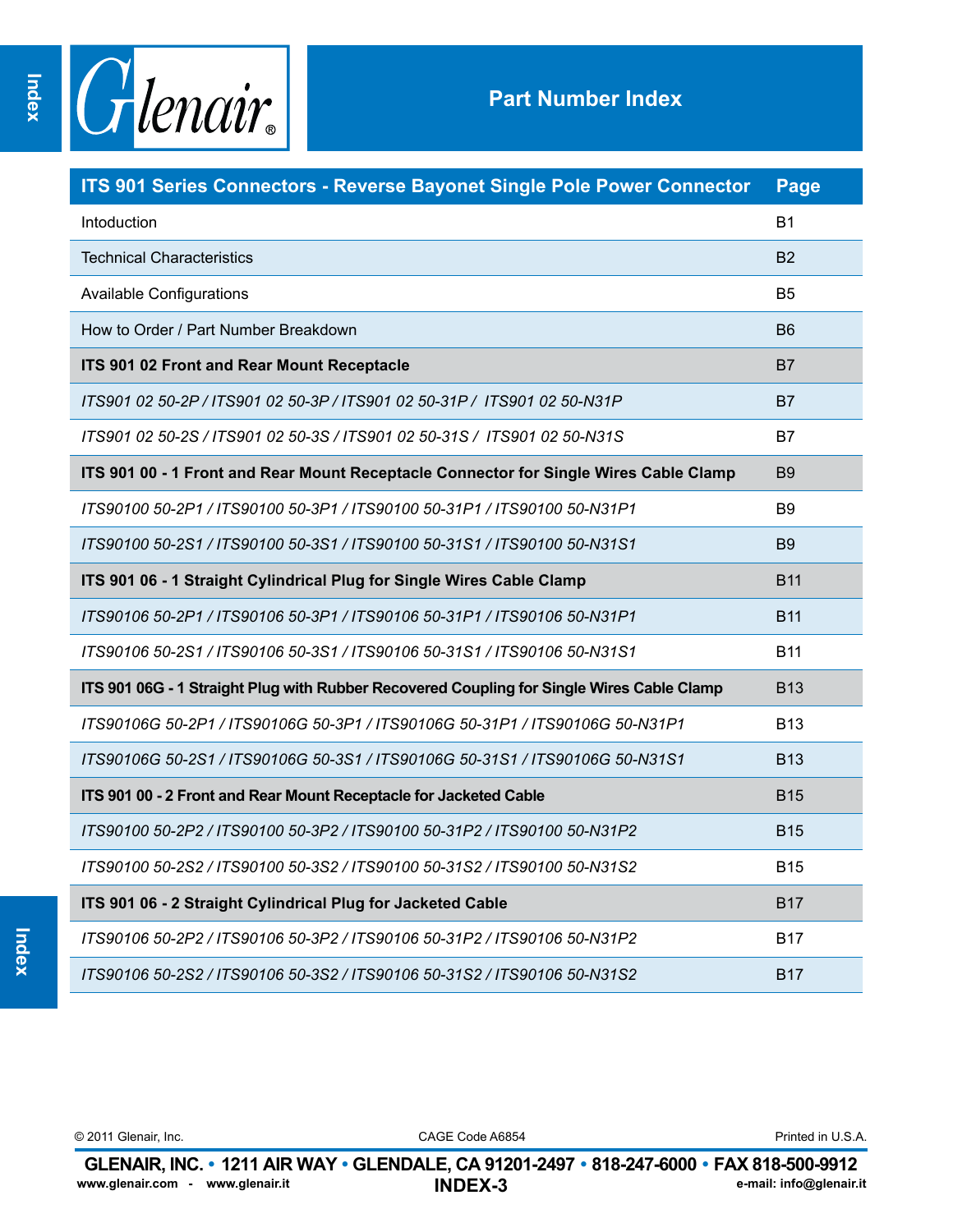# Part Number Index

| ITS 901 Series Connectors - Reverse Bayonet Single Pole Power Connector | Page |
|---|---|
| Intoduction | B1 |
| Technical Characteristics | B2 |
| Available Configurations | B5 |
| How to Order / Part Number Breakdown | B6 |
| **ITS 901 02 Front and Rear Mount Receptacle** | B7 |
| *ITS901 02 50-2P / ITS901 02 50-3P / ITS901 02 50-31P / ITS901 02 50-N31P* | B7 |
| *ITS901 02 50-2S / ITS901 02 50-3S / ITS901 02 50-31S / ITS901 02 50-N31S* | B7 |
| **ITS 901 00 - 1 Front and Rear Mount Receptacle Connector for Single Wires Cable Clamp** | B9 |
| *ITS90100 50-2P1 / ITS90100 50-3P1 / ITS90100 50-31P1 / ITS90100 50-N31P1* | B9 |
| *ITS90100 50-2S1 / ITS90100 50-3S1 / ITS90100 50-31S1 / ITS90100 50-N31S1* | B9 |
| **ITS 901 06 - 1 Straight Cylindrical Plug for Single Wires Cable Clamp** | B11 |
| *ITS90106 50-2P1 / ITS90106 50-3P1 / ITS90106 50-31P1 / ITS90106 50-N31P1* | B11 |
| *ITS90106 50-2S1 / ITS90106 50-3S1 / ITS90106 50-31S1 / ITS90106 50-N31S1* | B11 |
| **ITS 901 06G - 1 Straight Plug with Rubber Recovered Coupling for Single Wires Cable Clamp** | B13 |
| *ITS90106G 50-2P1 / ITS90106G 50-3P1 / ITS90106G 50-31P1 / ITS90106G 50-N31P1* | B13 |
| *ITS90106G 50-2S1 / ITS90106G 50-3S1 / ITS90106G 50-31S1 / ITS90106G 50-N31S1* | B13 |
| **ITS 901 00 - 2 Front and Rear Mount Receptacle for Jacketed Cable** | B15 |
| *ITS90100 50-2P2 / ITS90100 50-3P2 / ITS90100 50-31P2 / ITS90100 50-N31P2* | B15 |
| *ITS90100 50-2S2 / ITS90100 50-3S2 / ITS90100 50-31S2 / ITS90100 50-N31S2* | B15 |
| **ITS 901 06 - 2 Straight Cylindrical Plug for Jacketed Cable** | B17 |
| *ITS90106 50-2P2 / ITS90106 50-3P2 / ITS90106 50-31P2 / ITS90106 50-N31P2* | B17 |
| *ITS90106 50-2S2 / ITS90106 50-3S2 / ITS90106 50-31S2 / ITS90106 50-N31S2* | B17 |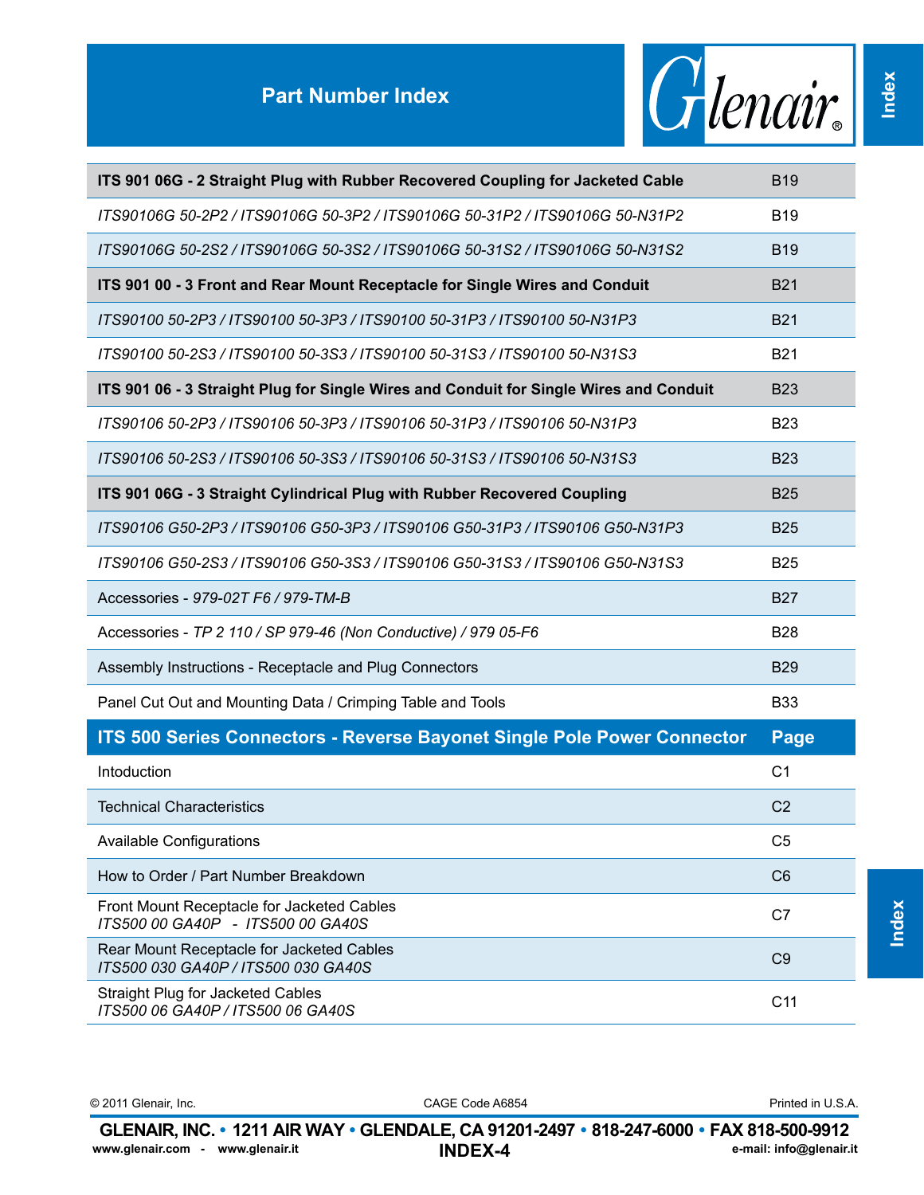# Part Number Index

| ITS 901 06G - 2 Straight Plug with Rubber Recovered Coupling for Jacketed Cable | B19 |
|---|---|
| *ITS90106G 50-2P2 / ITS90106G 50-3P2 / ITS90106G 50-31P2 / ITS90106G 50-N31P2* | B19 |
| *ITS90106G 50-2S2 / ITS90106G 50-3S2 / ITS90106G 50-31S2 / ITS90106G 50-N31S2* | B19 |
| **ITS 901 00 - 3 Front and Rear Mount Receptacle for Single Wires and Conduit** | B21 |
| *ITS90100 50-2P3 / ITS90100 50-3P3 / ITS90100 50-31P3 / ITS90100 50-N31P3* | B21 |
| *ITS90100 50-2S3 / ITS90100 50-3S3 / ITS90100 50-31S3 / ITS90100 50-N31S3* | B21 |
| **ITS 901 06 - 3 Straight Plug for Single Wires and Conduit for Single Wires and Conduit** | B23 |
| *ITS90106 50-2P3 / ITS90106 50-3P3 / ITS90106 50-31P3 / ITS90106 50-N31P3* | B23 |
| *ITS90106 50-2S3 / ITS90106 50-3S3 / ITS90106 50-31S3 / ITS90106 50-N31S3* | B23 |
| **ITS 901 06G - 3 Straight Cylindrical Plug with Rubber Recovered Coupling** | B25 |
| *ITS90106 G50-2P3 / ITS90106 G50-3P3 / ITS90106 G50-31P3 / ITS90106 G50-N31P3* | B25 |
| *ITS90106 G50-2S3 / ITS90106 G50-3S3 / ITS90106 G50-31S3 / ITS90106 G50-N31S3* | B25 |
| Accessories - *979-02T F6 / 979-TM-B* | B27 |
| Accessories - *TP 2 110 / SP 979-46 (Non Conductive) / 979 05-F6* | B28 |
| Assembly Instructions - Receptacle and Plug Connectors | B29 |
| Panel Cut Out and Mounting Data / Crimping Table and Tools | B33 |

| ITS 500 Series Connectors - Reverse Bayonet Single Pole Power Connector | Page |
|---|---|
| Intoduction | C1 |
| Technical Characteristics | C2 |
| Available Configurations | C5 |
| How to Order / Part Number Breakdown | C6 |
| Front Mount Receptacle for Jacketed Cables *ITS500 00 GA40P - ITS500 00 GA40S* | C7 |
| Rear Mount Receptacle for Jacketed Cables *ITS500 030 GA40P / ITS500 030 GA40S* | C9 |
| Straight Plug for Jacketed Cables *ITS500 06 GA40P / ITS500 06 GA40S* | C11 |

© 2011 Glenair, Inc. CAGE Code A6854 Printed in U.S.A.

**GLENAIR, INC. • 1211 AIR WAY • GLENDALE, CA 91201-2497 • 818-247-6000 • FAX 818-500-9912**

www.glenair.com - www.glenair.it e-mail: info@glenair.it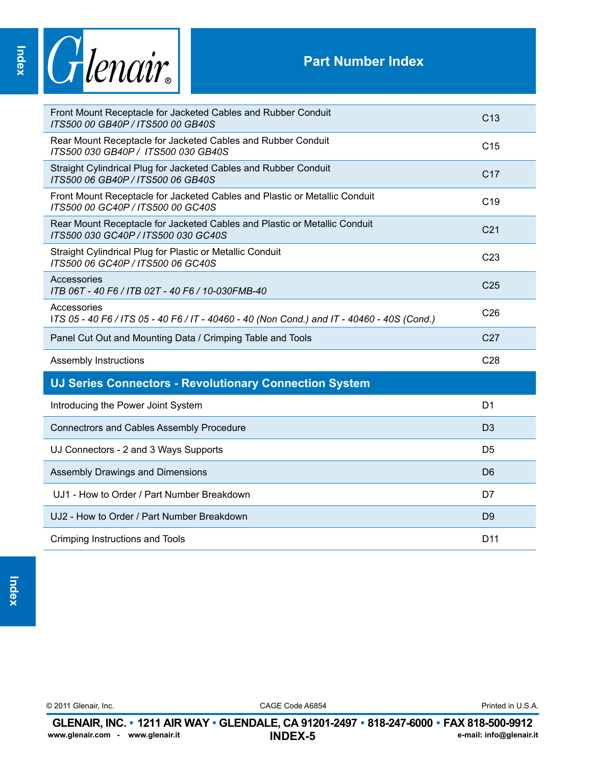# Part Number Index

| | |
|---|---|
| Front Mount Receptacle for Jacketed Cables and Rubber Conduit<br>*ITS500 00 GB40P / ITS500 00 GB40S* | C13 |
| Rear Mount Receptacle for Jacketed Cables and Rubber Conduit<br>*ITS500 030 GB40P / ITS500 030 GB40S* | C15 |
| Straight Cylindrical Plug for Jacketed Cables and Rubber Conduit<br>*ITS500 06 GB40P / ITS500 06 GB40S* | C17 |
| Front Mount Receptacle for Jacketed Cables and Plastic or Metallic Conduit<br>*ITS500 00 GC40P / ITS500 00 GC40S* | C19 |
| Rear Mount Receptacle for Jacketed Cables and Plastic or Metallic Conduit<br>*ITS500 030 GC40P / ITS500 030 GC40S* | C21 |
| Straight Cylindrical Plug for Plastic or Metallic Conduit<br>*ITS500 06 GC40P / ITS500 06 GC40S* | C23 |
| Accessories<br>*ITB 06T - 40 F6 / ITB 02T - 40 F6 / 10-030FMB-40* | C25 |
| Accessories<br>*ITS 05 - 40 F6 / ITS 05 - 40 F6 / IT - 40460 - 40 (Non Cond.) and IT - 40460 - 40S (Cond.)* | C26 |
| Panel Cut Out and Mounting Data / Crimping Table and Tools | C27 |
| Assembly Instructions | C28 |

## UJ Series Connectors - Revolutionary Connection System

| | |
|---|---|
| Introducing the Power Joint System | D1 |
| Connectrors and Cables Assembly Procedure | D3 |
| UJ Connectors - 2 and 3 Ways Supports | D5 |
| Assembly Drawings and Dimensions | D6 |
| UJ1 - How to Order / Part Number Breakdown | D7 |
| UJ2 - How to Order / Part Number Breakdown | D9 |
| Crimping Instructions and Tools | D11 |